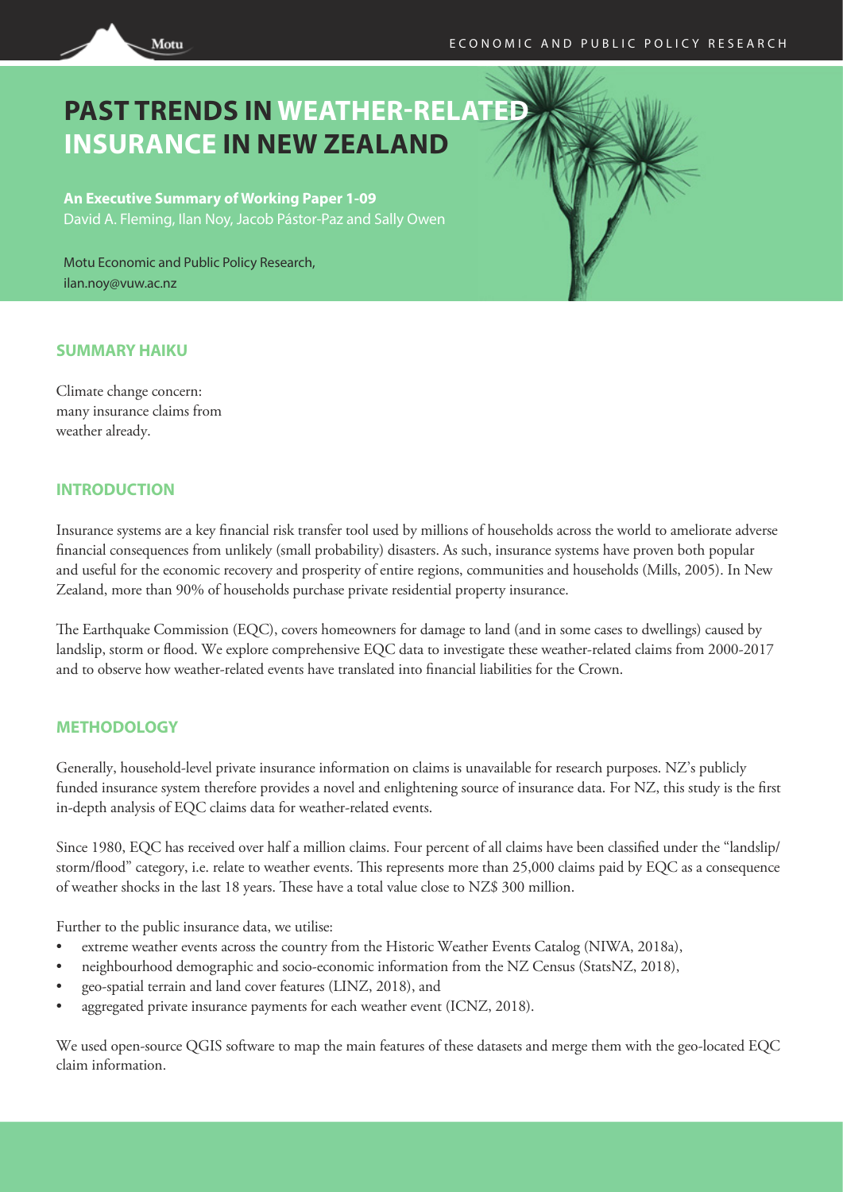# PAST TRENDS IN WEATHER-RELATED INSURANCE IN NEW ZEALAND

**An Executive Summary of Working Paper 1-09**

David A. Fleming, Ilan Noy, Jacob Pástor-Paz and Sally Owen

Motu Economic and Public Policy Research,
ilan.noy@vuw.ac.nz

## SUMMARY HAIKU

Climate change concern:
many insurance claims from
weather already.

## INTRODUCTION

Insurance systems are a key financial risk transfer tool used by millions of households across the world to ameliorate adverse financial consequences from unlikely (small probability) disasters. As such, insurance systems have proven both popular and useful for the economic recovery and prosperity of entire regions, communities and households (Mills, 2005). In New Zealand, more than 90% of households purchase private residential property insurance.

The Earthquake Commission (EQC), covers homeowners for damage to land (and in some cases to dwellings) caused by landslip, storm or flood. We explore comprehensive EQC data to investigate these weather-related claims from 2000-2017 and to observe how weather-related events have translated into financial liabilities for the Crown.

## METHODOLOGY

Generally, household-level private insurance information on claims is unavailable for research purposes. NZ's publicly funded insurance system therefore provides a novel and enlightening source of insurance data. For NZ, this study is the first in-depth analysis of EQC claims data for weather-related events.

Since 1980, EQC has received over half a million claims. Four percent of all claims have been classified under the "landslip/storm/flood" category, i.e. relate to weather events. This represents more than 25,000 claims paid by EQC as a consequence of weather shocks in the last 18 years. These have a total value close to NZ$ 300 million.

Further to the public insurance data, we utilise:

- extreme weather events across the country from the Historic Weather Events Catalog (NIWA, 2018a),
- neighbourhood demographic and socio-economic information from the NZ Census (StatsNZ, 2018),
- geo-spatial terrain and land cover features (LINZ, 2018), and
- aggregated private insurance payments for each weather event (ICNZ, 2018).

We used open-source QGIS software to map the main features of these datasets and merge them with the geo-located EQC claim information.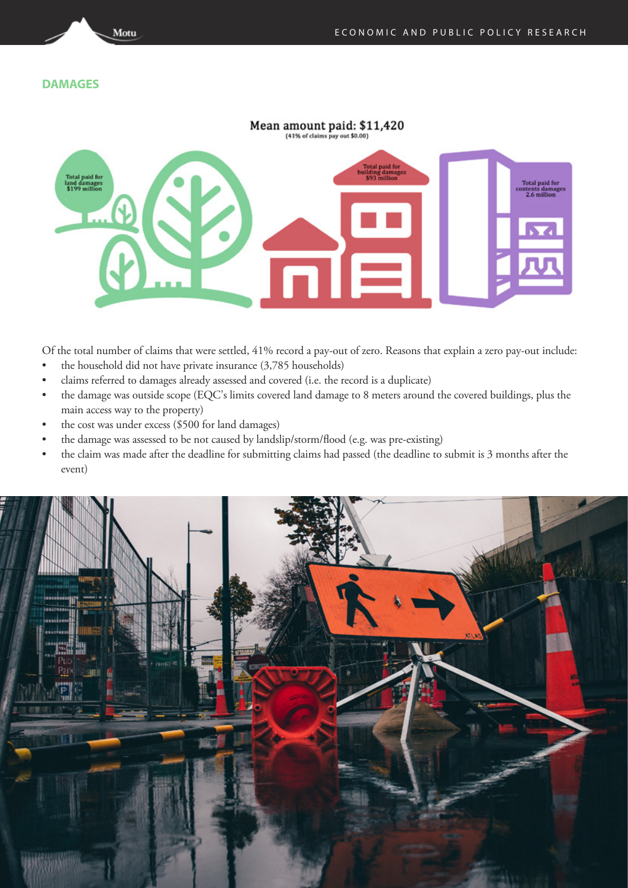## DAMAGES

Mean amount paid: $11,420
(41% of claims pay out $0.00)

Total paid for land damages $199 million

Total paid for building damages $93 million

Total paid for contents damages 2.6 million

Of the total number of claims that were settled, 41% record a pay-out of zero. Reasons that explain a zero pay-out include:

- the household did not have private insurance (3,785 households)
- claims referred to damages already assessed and covered (i.e. the record is a duplicate)
- the damage was outside scope (EQC's limits covered land damage to 8 meters around the covered buildings, plus the main access way to the property)
- the cost was under excess ($500 for land damages)
- the damage was assessed to be not caused by landslip/storm/flood (e.g. was pre-existing)
- the claim was made after the deadline for submitting claims had passed (the deadline to submit is 3 months after the event)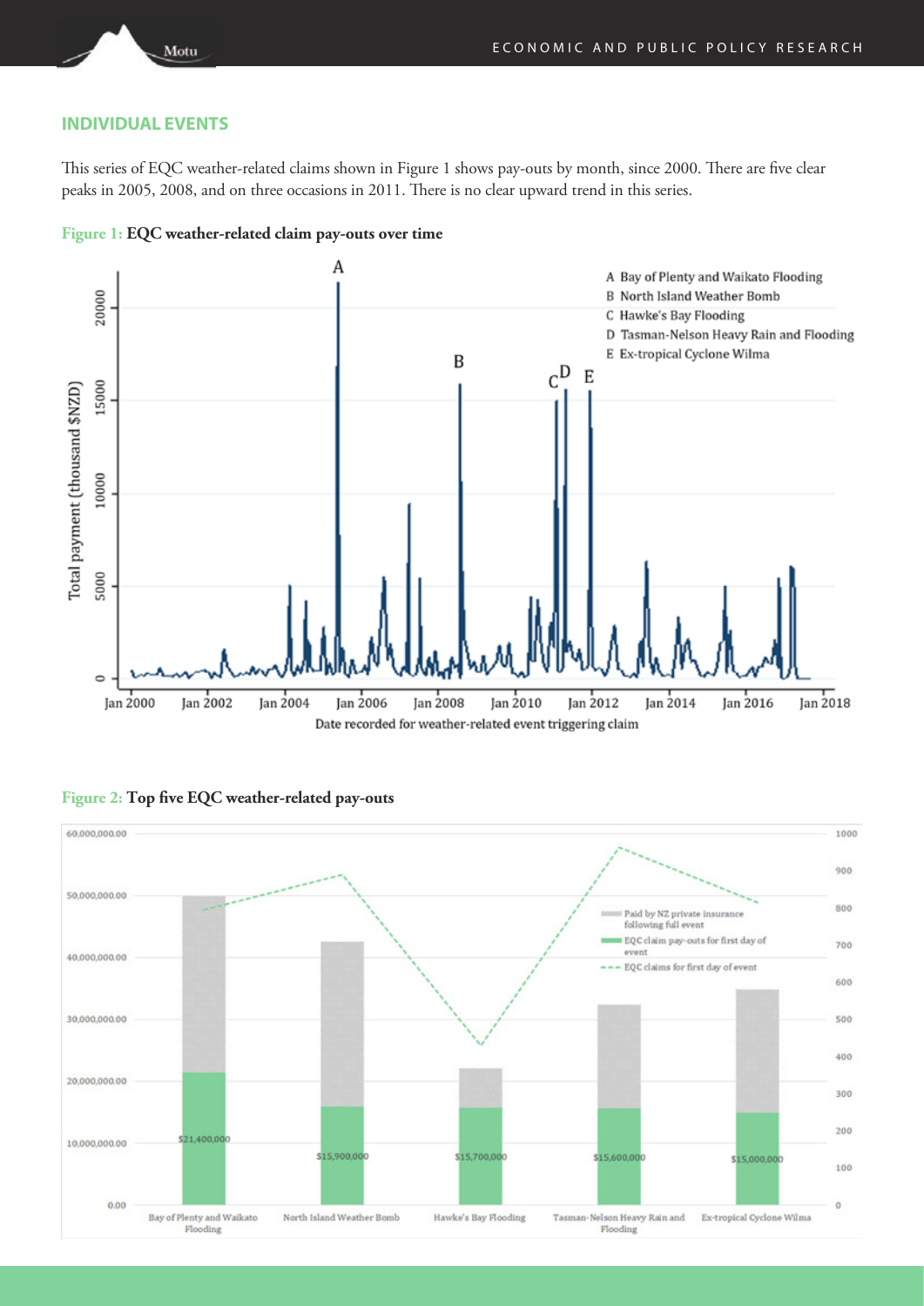## INDIVIDUAL EVENTS

This series of EQC weather-related claims shown in Figure 1 shows pay-outs by month, since 2000. There are five clear peaks in 2005, 2008, and on three occasions in 2011. There is no clear upward trend in this series.

**Figure 1: EQC weather-related claim pay-outs over time**

**Figure 2: Top five EQC weather-related pay-outs**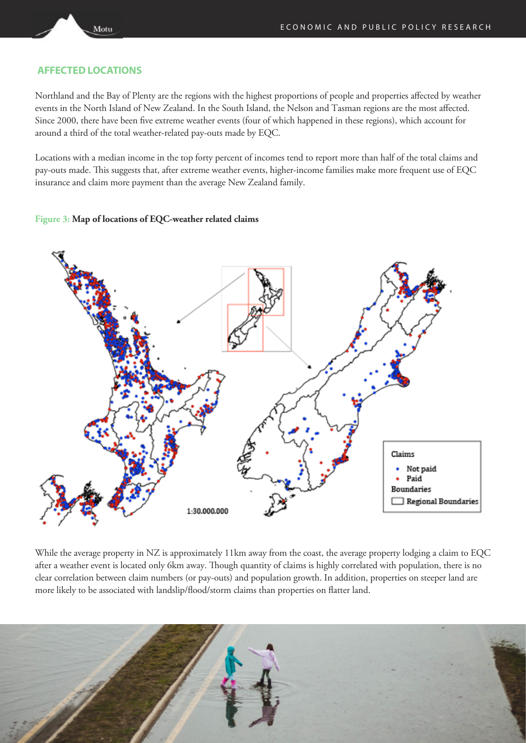## AFFECTED LOCATIONS

Northland and the Bay of Plenty are the regions with the highest proportions of people and properties affected by weather events in the North Island of New Zealand. In the South Island, the Nelson and Tasman regions are the most affected. Since 2000, there have been five extreme weather events (four of which happened in these regions), which account for around a third of the total weather-related pay-outs made by EQC.

Locations with a median income in the top forty percent of incomes tend to report more than half of the total claims and pay-outs made. This suggests that, after extreme weather events, higher-income families make more frequent use of EQC insurance and claim more payment than the average New Zealand family.

**Figure 3: Map of locations of EQC-weather related claims**

While the average property in NZ is approximately 11km away from the coast, the average property lodging a claim to EQC after a weather event is located only 6km away. Though quantity of claims is highly correlated with population, there is no clear correlation between claim numbers (or pay-outs) and population growth. In addition, properties on steeper land are more likely to be associated with landslip/flood/storm claims than properties on flatter land.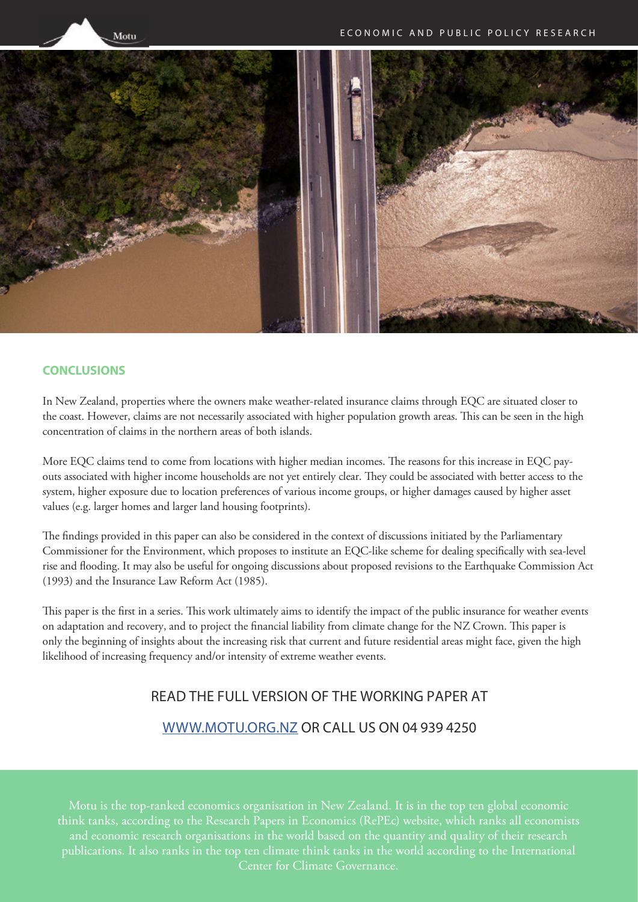## CONCLUSIONS

In New Zealand, properties where the owners make weather-related insurance claims through EQC are situated closer to the coast. However, claims are not necessarily associated with higher population growth areas. This can be seen in the high concentration of claims in the northern areas of both islands.

More EQC claims tend to come from locations with higher median incomes. The reasons for this increase in EQC pay-outs associated with higher income households are not yet entirely clear. They could be associated with better access to the system, higher exposure due to location preferences of various income groups, or higher damages caused by higher asset values (e.g. larger homes and larger land housing footprints).

The findings provided in this paper can also be considered in the context of discussions initiated by the Parliamentary Commissioner for the Environment, which proposes to institute an EQC-like scheme for dealing specifically with sea-level rise and flooding. It may also be useful for ongoing discussions about proposed revisions to the Earthquake Commission Act (1993) and the Insurance Law Reform Act (1985).

This paper is the first in a series. This work ultimately aims to identify the impact of the public insurance for weather events on adaptation and recovery, and to project the financial liability from climate change for the NZ Crown. This paper is only the beginning of insights about the increasing risk that current and future residential areas might face, given the high likelihood of increasing frequency and/or intensity of extreme weather events.

READ THE FULL VERSION OF THE WORKING PAPER AT

WWW.MOTU.ORG.NZ OR CALL US ON 04 939 4250

Motu is the top-ranked economics organisation in New Zealand. It is in the top ten global economic think tanks, according to the Research Papers in Economics (RePEc) website, which ranks all economists and economic research organisations in the world based on the quantity and quality of their research publications. It also ranks in the top ten climate think tanks in the world according to the International Center for Climate Governance.